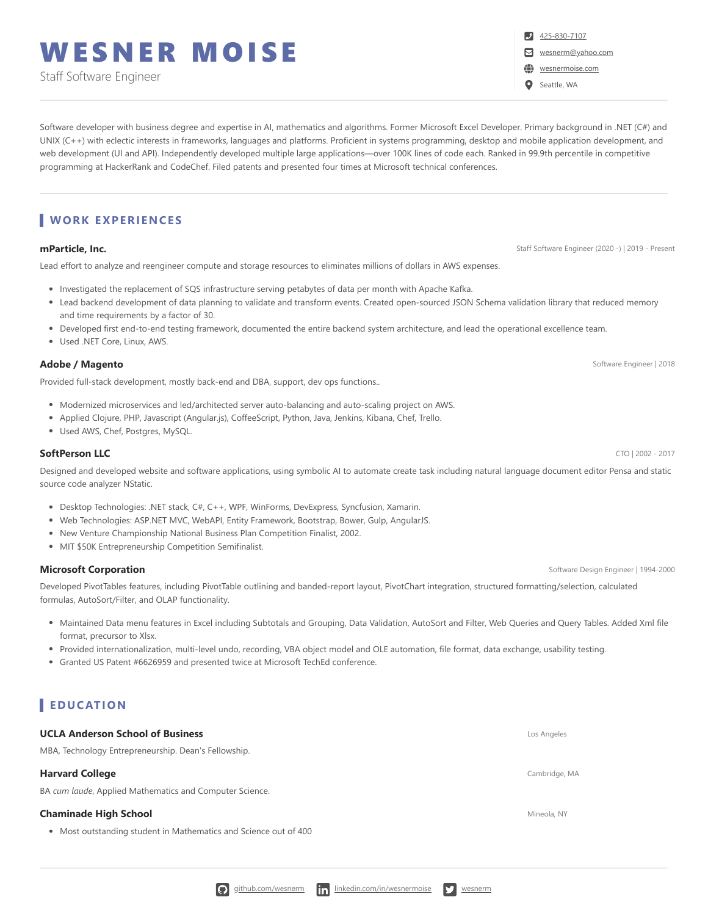# WESNER MOISE

Staff Software Engineer

425-830-7107
wesnerm@yahoo.com
wesnermoise.com
Seattle, WA

Software developer with business degree and expertise in AI, mathematics and algorithms. Former Microsoft Excel Developer. Primary background in .NET (C#) and UNIX (C++) with eclectic interests in frameworks, languages and platforms. Proficient in systems programming, desktop and mobile application development, and web development (UI and API). Independently developed multiple large applications—over 100K lines of code each. Ranked in 99.9th percentile in competitive programming at HackerRank and CodeChef. Filed patents and presented four times at Microsoft technical conferences.

## WORK EXPERIENCES

### mParticle, Inc.

Staff Software Engineer (2020 -) | 2019 - Present

Lead effort to analyze and reengineer compute and storage resources to eliminates millions of dollars in AWS expenses.

- Investigated the replacement of SQS infrastructure serving petabytes of data per month with Apache Kafka.
- Lead backend development of data planning to validate and transform events. Created open-sourced JSON Schema validation library that reduced memory and time requirements by a factor of 30.
- Developed first end-to-end testing framework, documented the entire backend system architecture, and lead the operational excellence team.
- Used .NET Core, Linux, AWS.

### Adobe / Magento

Software Engineer | 2018

Provided full-stack development, mostly back-end and DBA, support, dev ops functions..

- Modernized microservices and led/architected server auto-balancing and auto-scaling project on AWS.
- Applied Clojure, PHP, Javascript (Angular.js), CoffeeScript, Python, Java, Jenkins, Kibana, Chef, Trello.
- Used AWS, Chef, Postgres, MySQL.

### SoftPerson LLC

CTO | 2002 - 2017

Designed and developed website and software applications, using symbolic AI to automate create task including natural language document editor Pensa and static source code analyzer NStatic.

- Desktop Technologies: .NET stack, C#, C++, WPF, WinForms, DevExpress, Syncfusion, Xamarin.
- Web Technologies: ASP.NET MVC, WebAPI, Entity Framework, Bootstrap, Bower, Gulp, AngularJS.
- New Venture Championship National Business Plan Competition Finalist, 2002.
- MIT $50K Entrepreneurship Competition Semifinalist.

### Microsoft Corporation

Software Design Engineer | 1994-2000

Developed PivotTables features, including PivotTable outlining and banded-report layout, PivotChart integration, structured formatting/selection, calculated formulas, AutoSort/Filter, and OLAP functionality.

- Maintained Data menu features in Excel including Subtotals and Grouping, Data Validation, AutoSort and Filter, Web Queries and Query Tables. Added Xml file format, precursor to Xlsx.
- Provided internationalization, multi-level undo, recording, VBA object model and OLE automation, file format, data exchange, usability testing.
- Granted US Patent #6626959 and presented twice at Microsoft TechEd conference.

## EDUCATION

### UCLA Anderson School of Business

Los Angeles

MBA, Technology Entrepreneurship. Dean's Fellowship.

### Harvard College

Cambridge, MA

BA *cum laude*, Applied Mathematics and Computer Science.

### Chaminade High School

Mineola, NY

- Most outstanding student in Mathematics and Science out of 400

github.com/wesnerm | linkedin.com/in/wesnermoise | wesnerm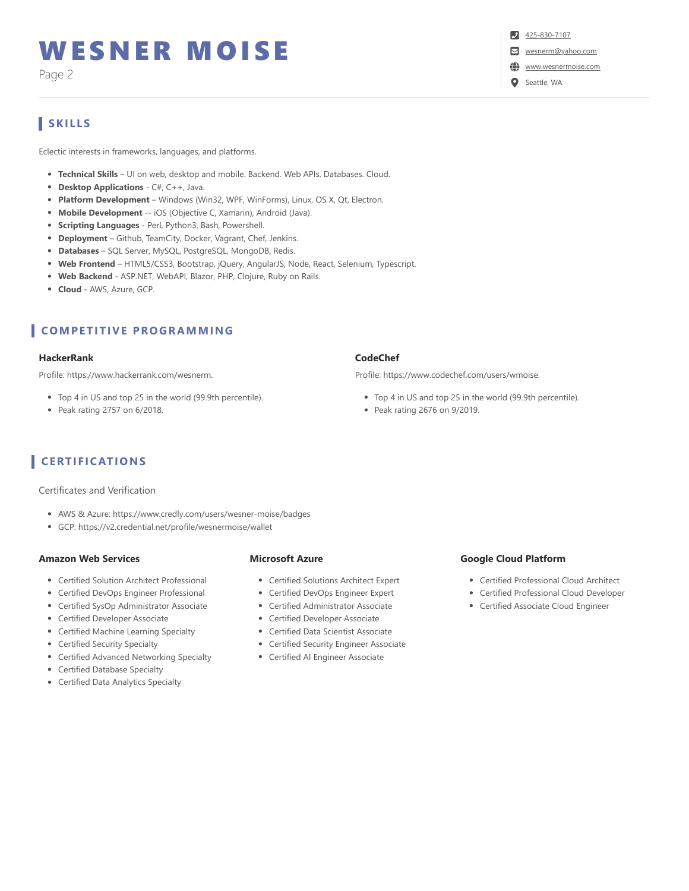# WESNER MOISE

Page 2

425-830-7107
wesnerm@yahoo.com
www.wesnermoise.com
Seattle, WA

## SKILLS

Eclectic interests in frameworks, languages, and platforms.

- **Technical Skills** – UI on web, desktop and mobile. Backend. Web APIs. Databases. Cloud.
- **Desktop Applications** - C#, C++, Java.
- **Platform Development** – Windows (Win32, WPF, WinForms), Linux, OS X, Qt, Electron.
- **Mobile Development** -- iOS (Objective C, Xamarin), Android (Java).
- **Scripting Languages** - Perl, Python3, Bash, Powershell.
- **Deployment** – Github, TeamCity, Docker, Vagrant, Chef, Jenkins.
- **Databases** – SQL Server, MySQL, PostgreSQL, MongoDB, Redis.
- **Web Frontend** – HTML5/CSS3, Bootstrap, jQuery, AngularJS, Node, React, Selenium, Typescript.
- **Web Backend** - ASP.NET, WebAPI, Blazor, PHP, Clojure, Ruby on Rails.
- **Cloud** - AWS, Azure, GCP.

## COMPETITIVE PROGRAMMING

### HackerRank

Profile: https://www.hackerrank.com/wesnerm.

- Top 4 in US and top 25 in the world (99.9th percentile).
- Peak rating 2757 on 6/2018.

### CodeChef

Profile: https://www.codechef.com/users/wmoise.

- Top 4 in US and top 25 in the world (99.9th percentile).
- Peak rating 2676 on 9/2019.

## CERTIFICATIONS

Certificates and Verification

- AWS & Azure: https://www.credly.com/users/wesner-moise/badges
- GCP: https://v2.credential.net/profile/wesnermoise/wallet

### Amazon Web Services

- Certified Solution Architect Professional
- Certified DevOps Engineer Professional
- Certified SysOp Administrator Associate
- Certified Developer Associate
- Certified Machine Learning Specialty
- Certified Security Specialty
- Certified Advanced Networking Specialty
- Certified Database Specialty
- Certified Data Analytics Specialty

### Microsoft Azure

- Certified Solutions Architect Expert
- Certified DevOps Engineer Expert
- Certified Administrator Associate
- Certified Developer Associate
- Certified Data Scientist Associate
- Certified Security Engineer Associate
- Certified AI Engineer Associate

### Google Cloud Platform

- Certified Professional Cloud Architect
- Certified Professional Cloud Developer
- Certified Associate Cloud Engineer